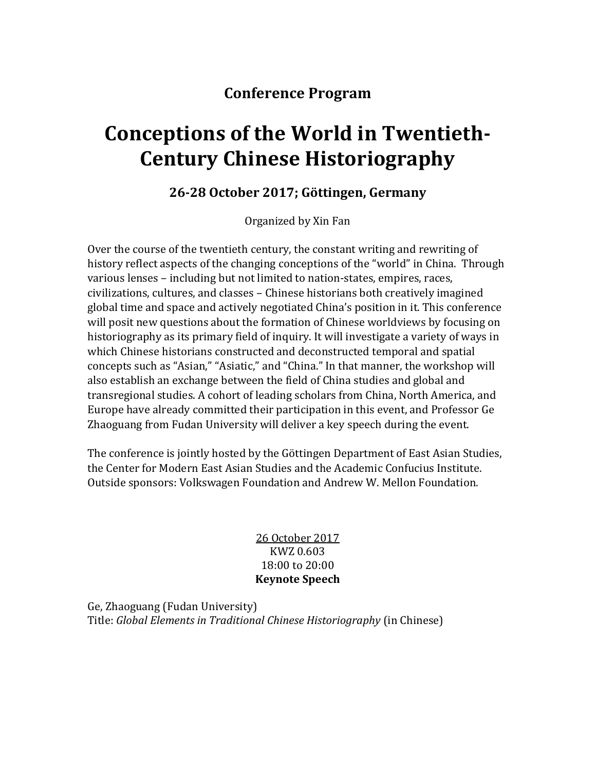**Conference Program**

# Conceptions of the World in Twentieth-Century Chinese Historiography

### 26-28 October 2017; Göttingen, Germany

Organized by Xin Fan

Over the course of the twentieth century, the constant writing and rewriting of history reflect aspects of the changing conceptions of the "world" in China. Through various lenses – including but not limited to nation-states, empires, races, civilizations, cultures, and classes – Chinese historians both creatively imagined global time and space and actively negotiated China's position in it. This conference will posit new questions about the formation of Chinese worldviews by focusing on historiography as its primary field of inquiry. It will investigate a variety of ways in which Chinese historians constructed and deconstructed temporal and spatial concepts such as "Asian," "Asiatic," and "China." In that manner, the workshop will also establish an exchange between the field of China studies and global and transregional studies. A cohort of leading scholars from China, North America, and Europe have already committed their participation in this event, and Professor Ge Zhaoguang from Fudan University will deliver a key speech during the event.

The conference is jointly hosted by the Göttingen Department of East Asian Studies, the Center for Modern East Asian Studies and the Academic Confucius Institute. Outside sponsors: Volkswagen Foundation and Andrew W. Mellon Foundation.

<u>26 October 2017</u>
KWZ 0.603
18:00 to 20:00
**Keynote Speech**

Ge, Zhaoguang (Fudan University)
Title: *Global Elements in Traditional Chinese Historiography* (in Chinese)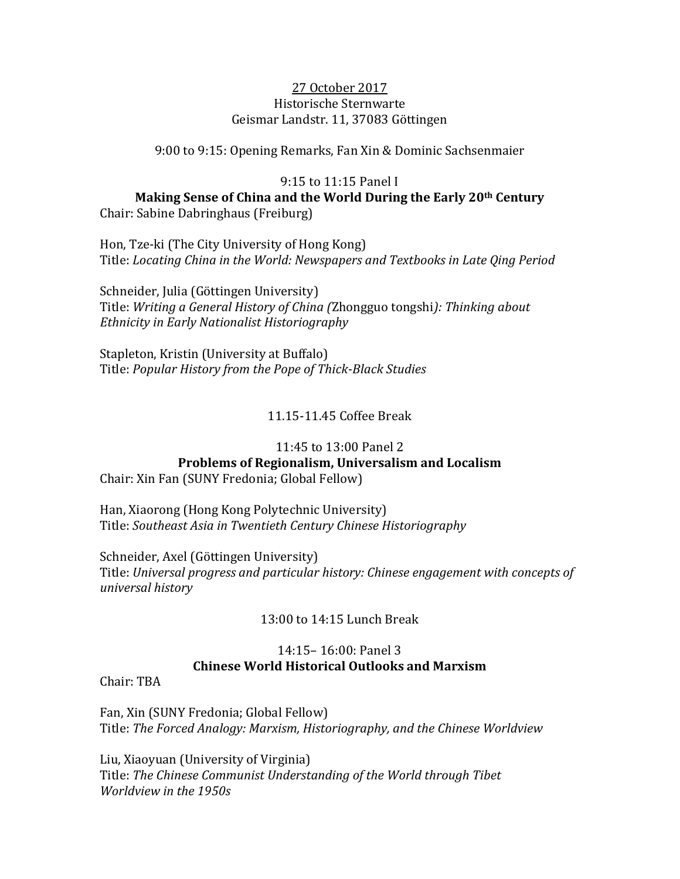27 October 2017
Historische Sternwarte
Geismar Landstr. 11, 37083 Göttingen

9:00 to 9:15: Opening Remarks, Fan Xin & Dominic Sachsenmaier

9:15 to 11:15 Panel I

**Making Sense of China and the World During the Early 20th Century**

Chair: Sabine Dabringhaus (Freiburg)

Hon, Tze-ki (The City University of Hong Kong)
Title: *Locating China in the World: Newspapers and Textbooks in Late Qing Period*

Schneider, Julia (Göttingen University)
Title: *Writing a General History of China (*Zhongguo tongshi*): Thinking about Ethnicity in Early Nationalist Historiography*

Stapleton, Kristin (University at Buffalo)
Title: *Popular History from the Pope of Thick-Black Studies*

11.15-11.45 Coffee Break

11:45 to 13:00 Panel 2

**Problems of Regionalism, Universalism and Localism**

Chair: Xin Fan (SUNY Fredonia; Global Fellow)

Han, Xiaorong (Hong Kong Polytechnic University)
Title: *Southeast Asia in Twentieth Century Chinese Historiography*

Schneider, Axel (Göttingen University)
Title: *Universal progress and particular history: Chinese engagement with concepts of universal history*

13:00 to 14:15 Lunch Break

14:15– 16:00: Panel 3

**Chinese World Historical Outlooks and Marxism**

Chair: TBA

Fan, Xin (SUNY Fredonia; Global Fellow)
Title: *The Forced Analogy: Marxism, Historiography, and the Chinese Worldview*

Liu, Xiaoyuan (University of Virginia)
Title: *The Chinese Communist Understanding of the World through Tibet Worldview in the 1950s*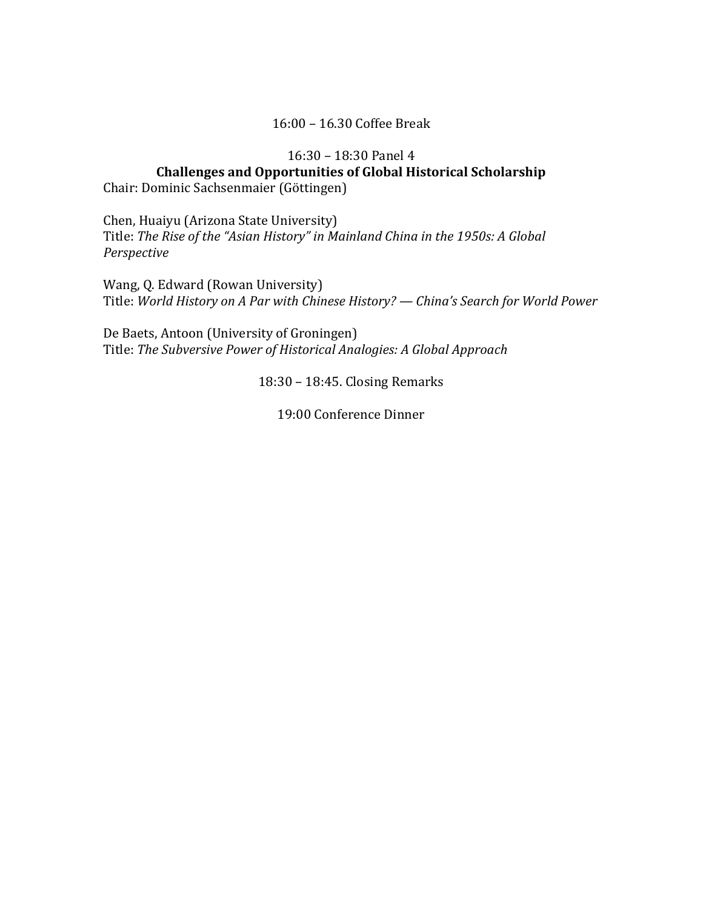16:00 – 16.30 Coffee Break

16:30 – 18:30 Panel 4

**Challenges and Opportunities of Global Historical Scholarship**

Chair: Dominic Sachsenmaier (Göttingen)

Chen, Huaiyu (Arizona State University)
Title: *The Rise of the "Asian History" in Mainland China in the 1950s: A Global Perspective*

Wang, Q. Edward (Rowan University)
Title: *World History on A Par with Chinese History? — China's Search for World Power*

De Baets, Antoon (University of Groningen)
Title: *The Subversive Power of Historical Analogies: A Global Approach*

18:30 – 18:45. Closing Remarks

19:00 Conference Dinner